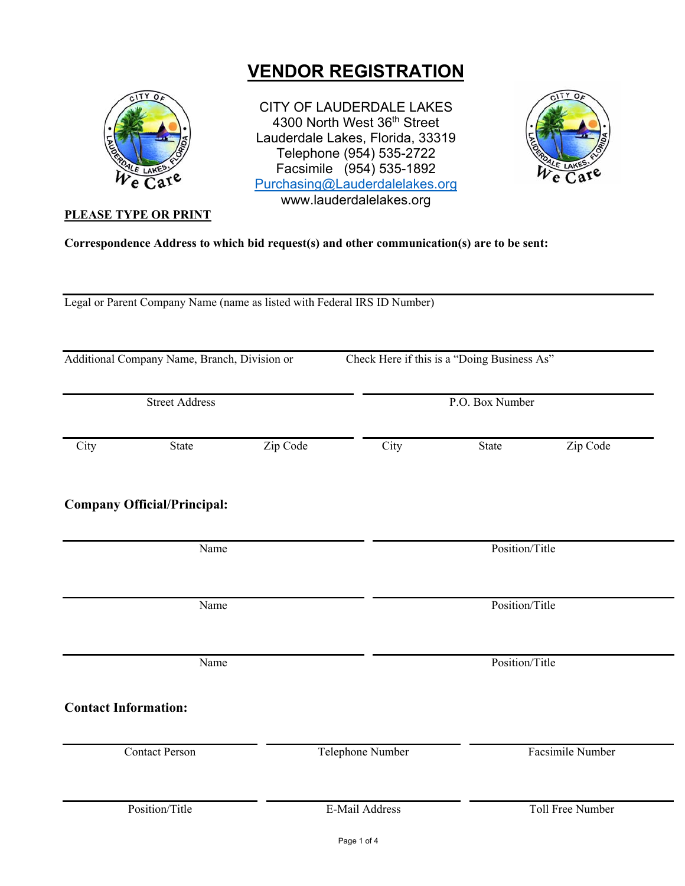# VENDOR REGISTRATION

CITY OF LAUDERDALE LAKES
4300 North West 36th Street
Lauderdale Lakes, Florida, 33319
Telephone (954) 535-2722
Facsimile (954) 535-1892
Purchasing@Lauderdalelakes.org
www.lauderdalelakes.org

**PLEASE TYPE OR PRINT**

**Correspondence Address to which bid request(s) and other communication(s) are to be sent:**

_______________________________________________
Legal or Parent Company Name (name as listed with Federal IRS ID Number)

_______________________________________________
Additional Company Name, Branch, Division or Check Here if this is a "Doing Business As"

| Street Address | | | P.O. Box Number | | |
|---|---|---|---|---|---|
| City | State | Zip Code | City | State | Zip Code |

### Company Official/Principal:

| Name | Position/Title |
|---|---|
| Name | Position/Title |
| Name | Position/Title |

### Contact Information:

| Contact Person | Telephone Number | Facsimile Number |
|---|---|---|
| Position/Title | E-Mail Address | Toll Free Number |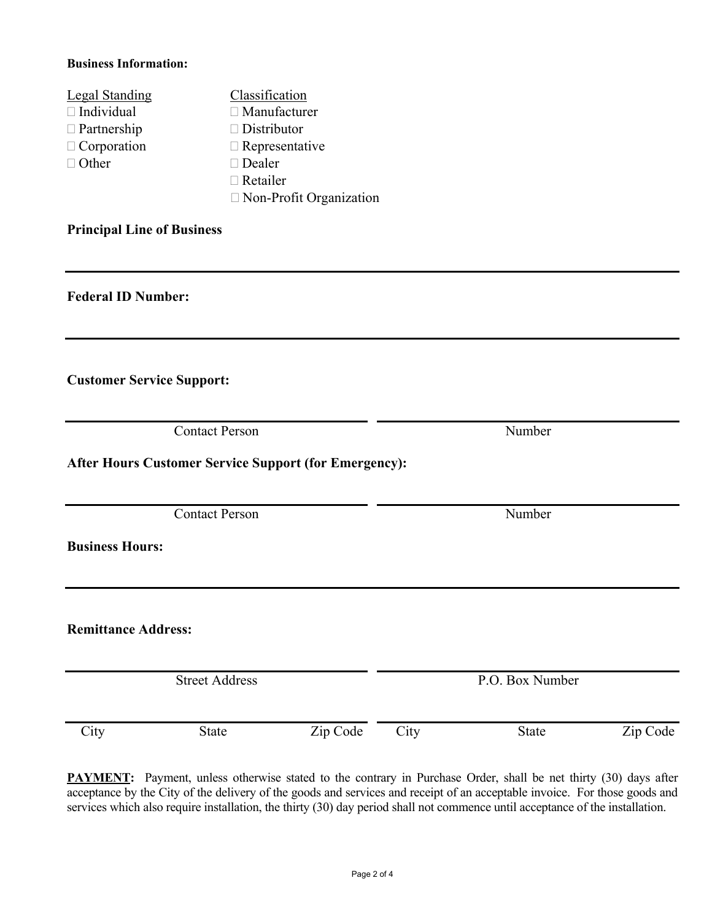**Business Information:**

| Legal Standing | Classification |
| --- | --- |
| ☐ Individual | ☐ Manufacturer |
| ☐ Partnership | ☐ Distributor |
| ☐ Corporation | ☐ Representative |
| ☐ Other | ☐ Dealer |
| | ☐ Retailer |
| | ☐ Non-Profit Organization |

**Principal Line of Business**

______________________________________________________________________

**Federal ID Number:**

______________________________________________________________________

**Customer Service Support:**

| Contact Person | Number |
| --- | --- |
| | |

**After Hours Customer Service Support (for Emergency):**

| Contact Person | Number |
| --- | --- |
| | |

**Business Hours:**

______________________________________________________________________

**Remittance Address:**

| Street Address | | | P.O. Box Number | | |
| --- | --- | --- | --- | --- | --- |
| | | | | | |
| City | State | Zip Code | City | State | Zip Code |

**PAYMENT:** Payment, unless otherwise stated to the contrary in Purchase Order, shall be net thirty (30) days after acceptance by the City of the delivery of the goods and services and receipt of an acceptable invoice. For those goods and services which also require installation, the thirty (30) day period shall not commence until acceptance of the installation.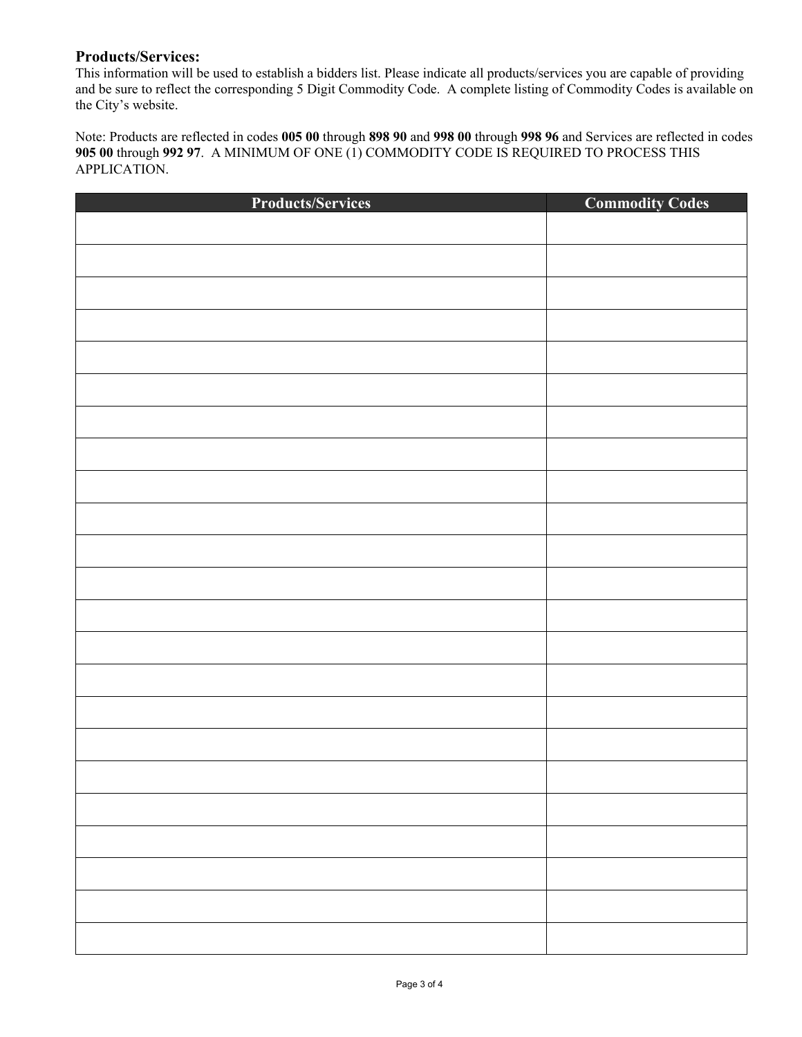### Products/Services:

This information will be used to establish a bidders list. Please indicate all products/services you are capable of providing and be sure to reflect the corresponding 5 Digit Commodity Code. A complete listing of Commodity Codes is available on the City's website.

Note: Products are reflected in codes **005 00** through **898 90** and **998 00** through **998 96** and Services are reflected in codes **905 00** through **992 97**. A MINIMUM OF ONE (1) COMMODITY CODE IS REQUIRED TO PROCESS THIS APPLICATION.

| Products/Services | Commodity Codes |
|---|---|
| | |
| | |
| | |
| | |
| | |
| | |
| | |
| | |
| | |
| | |
| | |
| | |
| | |
| | |
| | |
| | |
| | |
| | |
| | |
| | |
| | |
| | |
| | |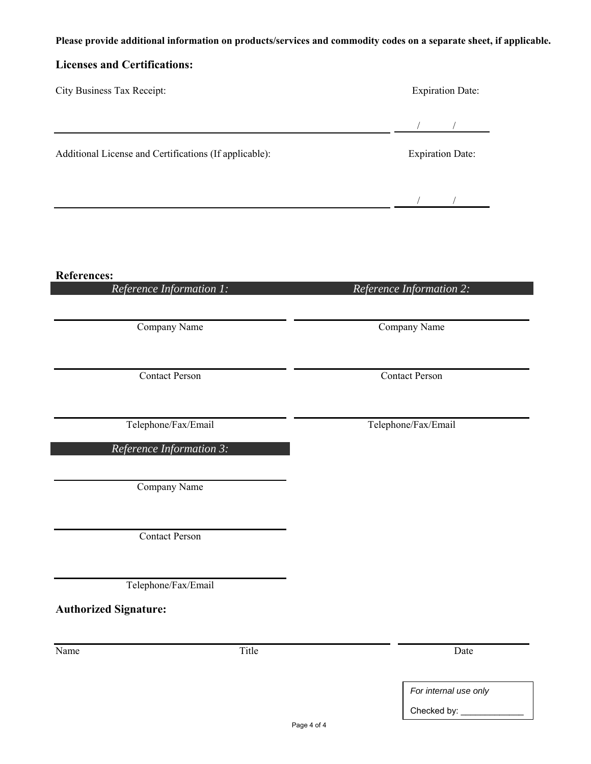**Please provide additional information on products/services and commodity codes on a separate sheet, if applicable.**

## Licenses and Certifications:

City Business Tax Receipt: ______________________________ Expiration Date: ___/___/___

Additional License and Certifications (If applicable): ______________________________ Expiration Date: ___/___/___

## References:

| *Reference Information 1:* | *Reference Information 2:* |
|---|---|
| Company Name | Company Name |
| Contact Person | Contact Person |
| Telephone/Fax/Email | Telephone/Fax/Email |

| *Reference Information 3:* |
|---|
| Company Name |
| Contact Person |
| Telephone/Fax/Email |

## Authorized Signature:

Name ______________ Title ______________ Date ______________

*For internal use only*

Checked by: _____________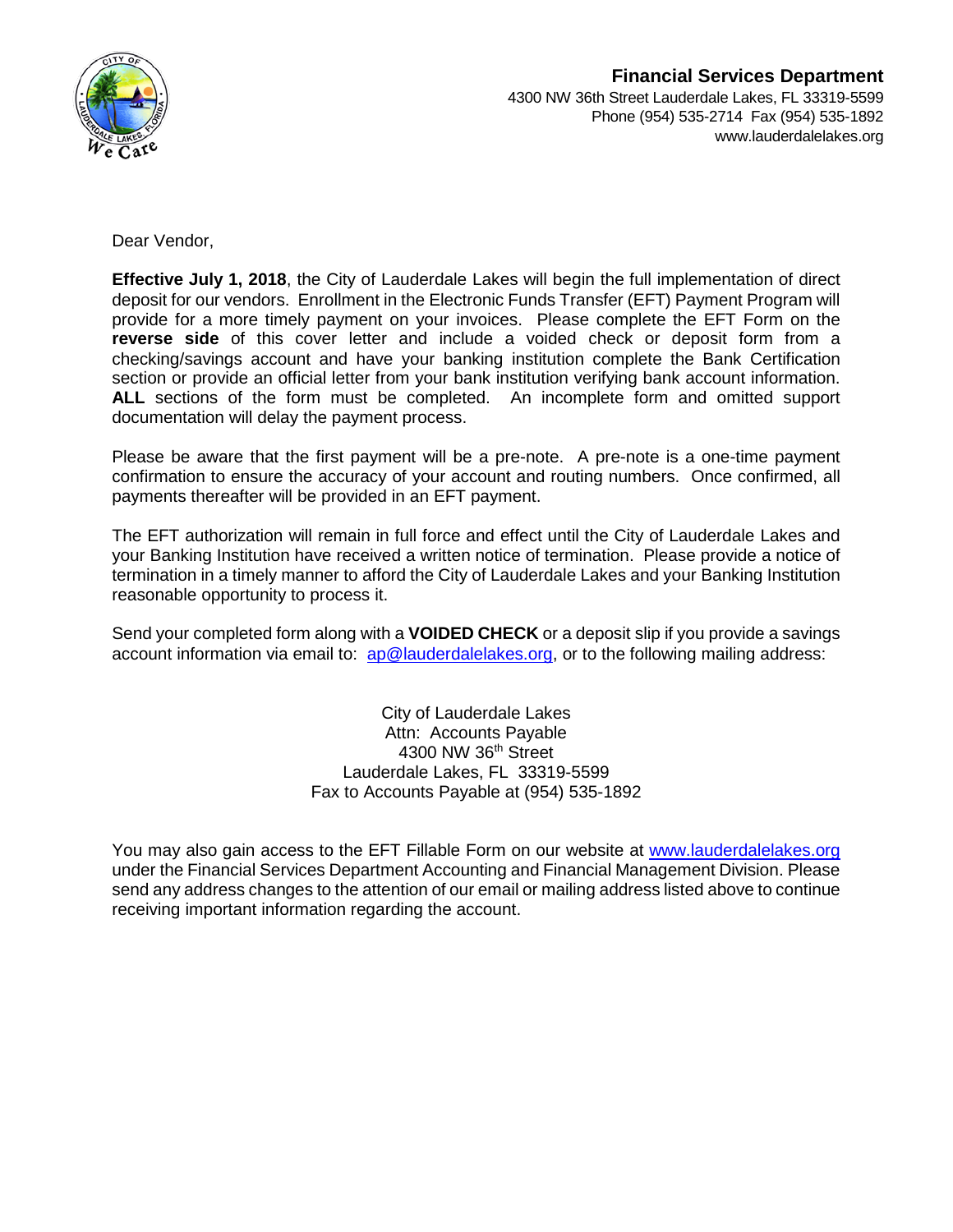**Financial Services Department**
4300 NW 36th Street Lauderdale Lakes, FL 33319-5599
Phone (954) 535-2714 Fax (954) 535-1892
www.lauderdalelakes.org

Dear Vendor,

**Effective July 1, 2018**, the City of Lauderdale Lakes will begin the full implementation of direct deposit for our vendors. Enrollment in the Electronic Funds Transfer (EFT) Payment Program will provide for a more timely payment on your invoices. Please complete the EFT Form on the **reverse side** of this cover letter and include a voided check or deposit form from a checking/savings account and have your banking institution complete the Bank Certification section or provide an official letter from your bank institution verifying bank account information. **ALL** sections of the form must be completed. An incomplete form and omitted support documentation will delay the payment process.

Please be aware that the first payment will be a pre-note. A pre-note is a one-time payment confirmation to ensure the accuracy of your account and routing numbers. Once confirmed, all payments thereafter will be provided in an EFT payment.

The EFT authorization will remain in full force and effect until the City of Lauderdale Lakes and your Banking Institution have received a written notice of termination. Please provide a notice of termination in a timely manner to afford the City of Lauderdale Lakes and your Banking Institution reasonable opportunity to process it.

Send your completed form along with a **VOIDED CHECK** or a deposit slip if you provide a savings account information via email to: ap@lauderdalelakes.org, or to the following mailing address:

City of Lauderdale Lakes
Attn: Accounts Payable
4300 NW 36th Street
Lauderdale Lakes, FL 33319-5599
Fax to Accounts Payable at (954) 535-1892

You may also gain access to the EFT Fillable Form on our website at www.lauderdalelakes.org under the Financial Services Department Accounting and Financial Management Division. Please send any address changes to the attention of our email or mailing address listed above to continue receiving important information regarding the account.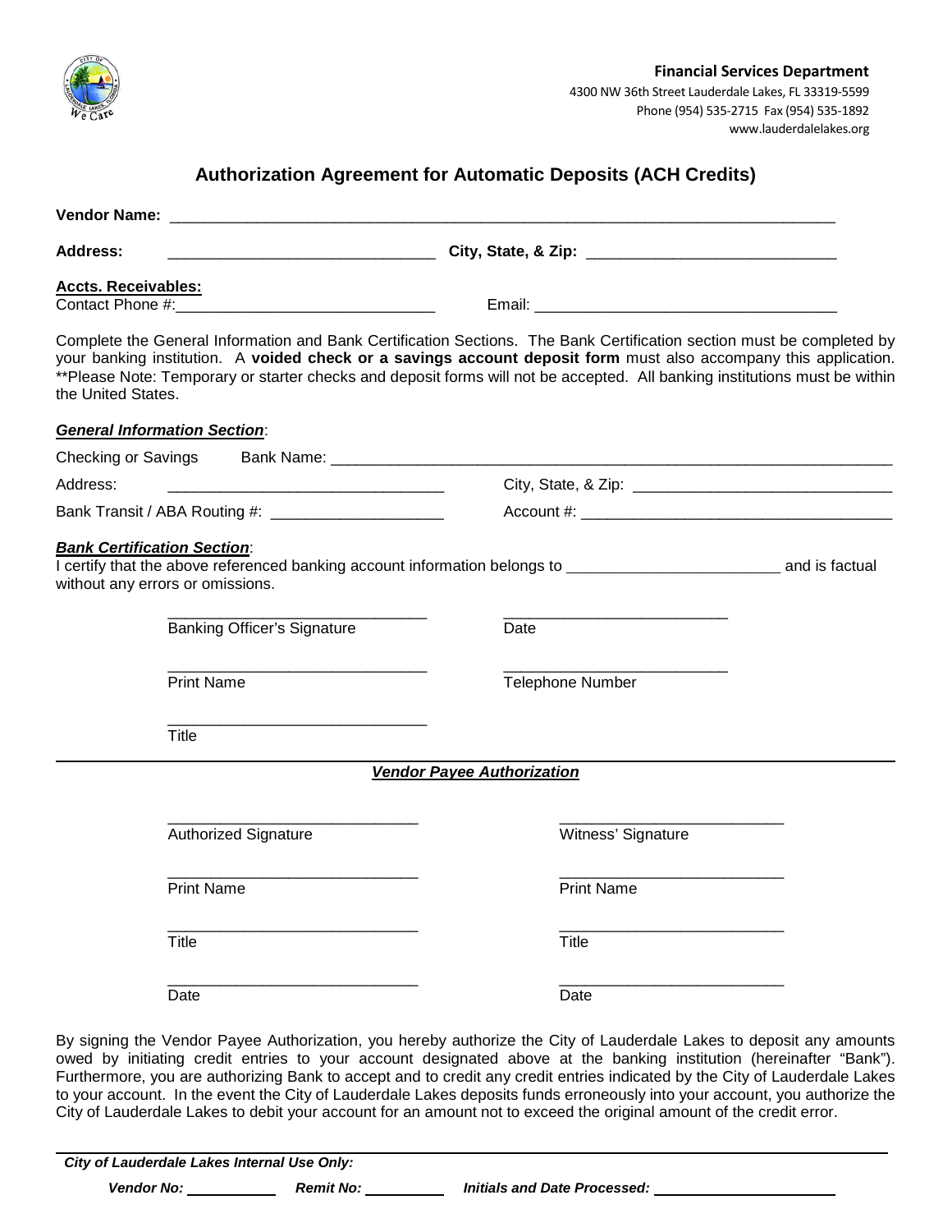**Financial Services Department**
4300 NW 36th Street Lauderdale Lakes, FL 33319-5599
Phone (954) 535-2715 Fax (954) 535-1892
www.lauderdalelakes.org

# Authorization Agreement for Automatic Deposits (ACH Credits)

**Vendor Name:** ________________________________________________________________

**Address:** ______________________________ **City, State, & Zip:** ___________________________

**Accts. Receivables:**
Contact Phone #:______________________________ Email: ___________________________________

Complete the General Information and Bank Certification Sections. The Bank Certification section must be completed by your banking institution. A **voided check or a savings account deposit form** must also accompany this application. **Please Note: Temporary or starter checks and deposit forms will not be accepted. All banking institutions must be within the United States.

***General Information Section***:

Checking or Savings Bank Name: ________________________________________________________________

Address: ______________________________ City, State, & Zip: ______________________________

Bank Transit / ABA Routing #: ____________________ Account #: ____________________________________

***Bank Certification Section***:
I certify that the above referenced banking account information belongs to ________________________ and is factual without any errors or omissions.

______________________________ ______________________________
Banking Officer's Signature Date

______________________________ ______________________________
Print Name Telephone Number

______________________________
Title

***Vendor Payee Authorization***

______________________________ ______________________________
Authorized Signature Witness' Signature

______________________________ ______________________________
Print Name Print Name

______________________________ ______________________________
Title Title

______________________________ ______________________________
Date Date

By signing the Vendor Payee Authorization, you hereby authorize the City of Lauderdale Lakes to deposit any amounts owed by initiating credit entries to your account designated above at the banking institution (hereinafter "Bank"). Furthermore, you are authorizing Bank to accept and to credit any credit entries indicated by the City of Lauderdale Lakes to your account. In the event the City of Lauderdale Lakes deposits funds erroneously into your account, you authorize the City of Lauderdale Lakes to debit your account for an amount not to exceed the original amount of the credit error.

***City of Lauderdale Lakes Internal Use Only:***

***Vendor No:*** __________ ***Remit No:*** __________ ***Initials and Date Processed:*** ______________________